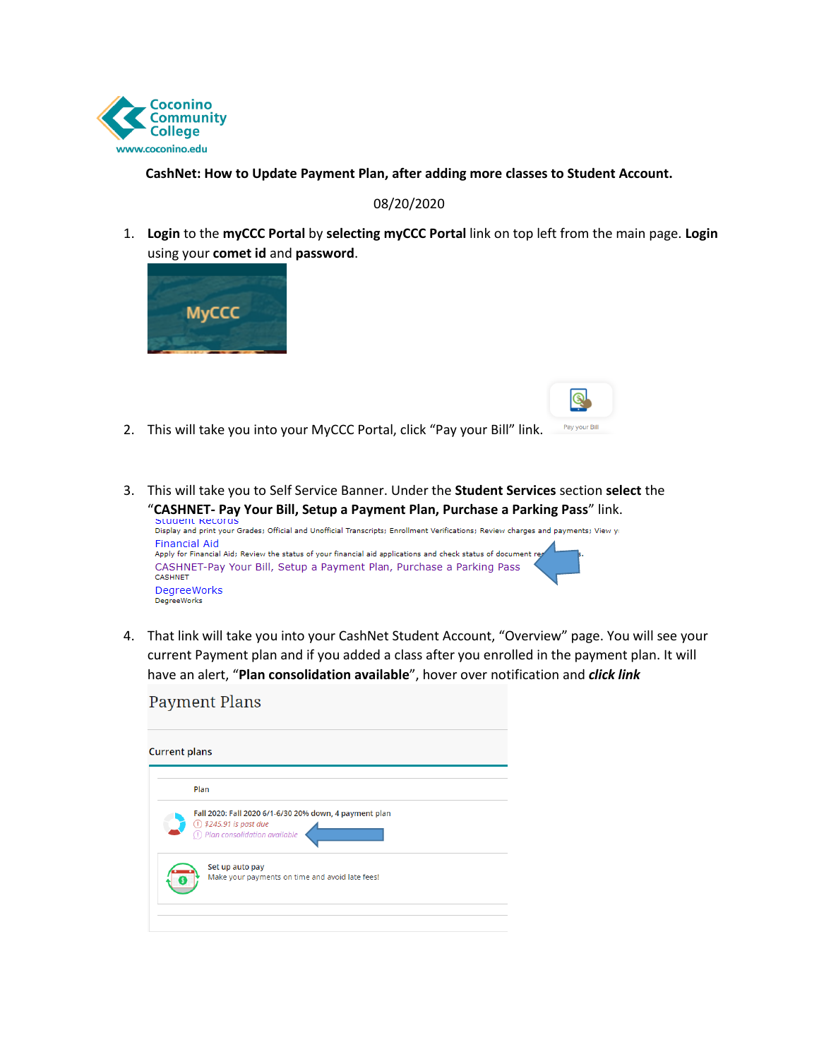Coconino Community College
www.coconino.edu

**CashNet: How to Update Payment Plan, after adding more classes to Student Account.**

08/20/2020

1. **Login** to the **myCCC Portal** by **selecting myCCC Portal** link on top left from the main page. **Login** using your **comet id** and **password**.

   MyCCC

2. This will take you into your MyCCC Portal, click "Pay your Bill" link.

   Pay your Bill

3. This will take you to Self Service Banner. Under the **Student Services** section **select** the "**CASHNET- Pay Your Bill, Setup a Payment Plan, Purchase a Parking Pass**" link.

   Student Records
   Display and print your Grades; Official and Unofficial Transcripts; Enrollment Verifications; Review charges and payments; View y
   Financial Aid
   Apply for Financial Aid; Review the status of your financial aid applications and check status of document re...s.
   CASHNET-Pay Your Bill, Setup a Payment Plan, Purchase a Parking Pass
   CASHNET
   DegreeWorks
   DegreeWorks

4. That link will take you into your CashNet Student Account, "Overview" page. You will see your current Payment plan and if you added a class after you enrolled in the payment plan. It will have an alert, "**Plan consolidation available**", hover over notification and ***click link***

   Payment Plans

   Current plans

   Plan

   Fall 2020: Fall 2020 6/1-6/30 20% down, 4 payment plan
   $245.91 is past due
   Plan consolidation available

   Set up auto pay
   Make your payments on time and avoid late fees!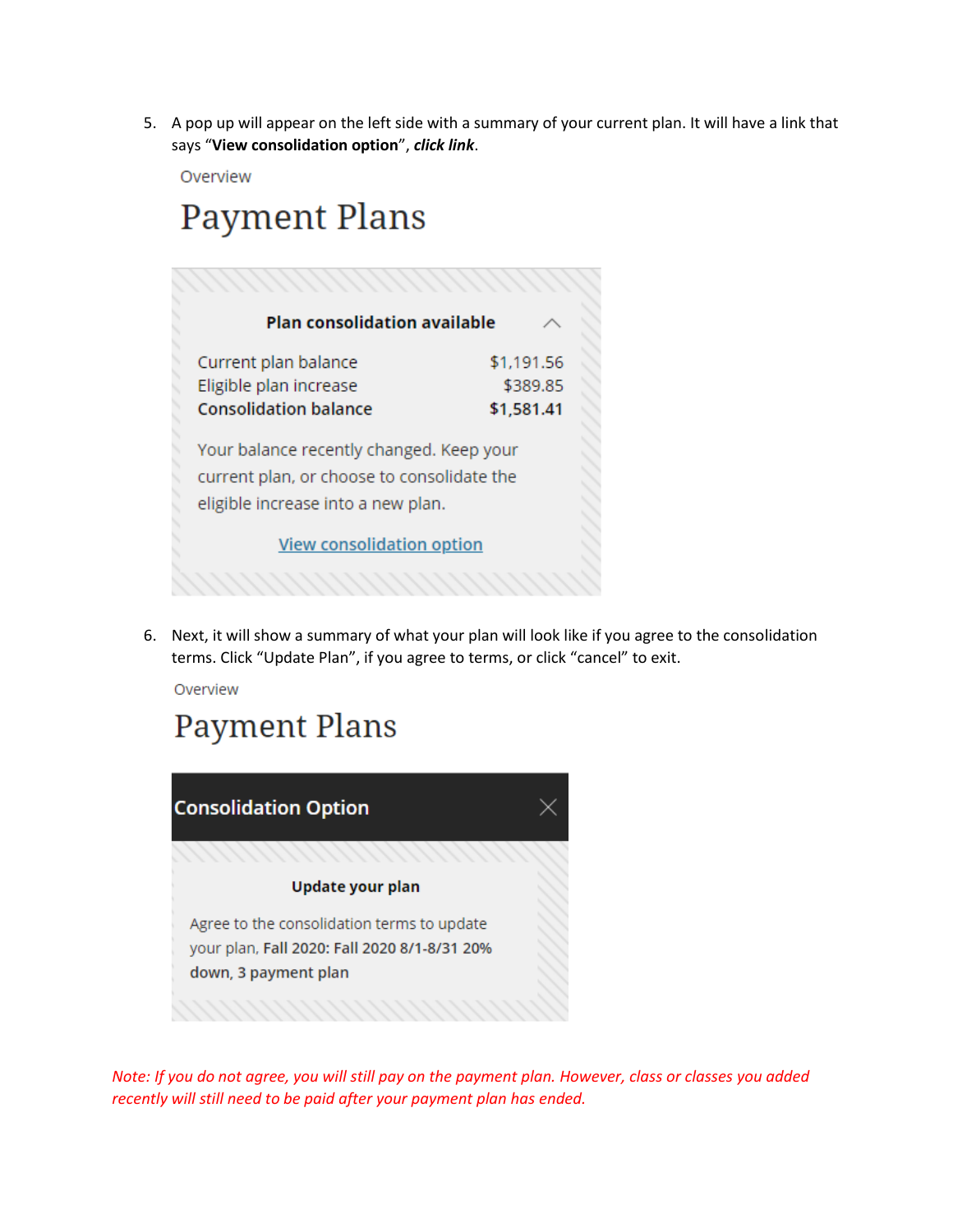5. A pop up will appear on the left side with a summary of your current plan. It will have a link that says "**View consolidation option**", ***click link***.

Overview

# Payment Plans

**Plan consolidation available**

| | |
|---|---|
| Current plan balance | $1,191.56 |
| Eligible plan increase | $389.85 |
| **Consolidation balance** | **$1,581.41** |

Your balance recently changed. Keep your current plan, or choose to consolidate the eligible increase into a new plan.

View consolidation option

6. Next, it will show a summary of what your plan will look like if you agree to the consolidation terms. Click "Update Plan", if you agree to terms, or click "cancel" to exit.

Overview

# Payment Plans

**Consolidation Option**

**Update your plan**

Agree to the consolidation terms to update your plan, **Fall 2020: Fall 2020 8/1-8/31 20% down, 3 payment plan**

*Note: If you do not agree, you will still pay on the payment plan. However, class or classes you added recently will still need to be paid after your payment plan has ended.*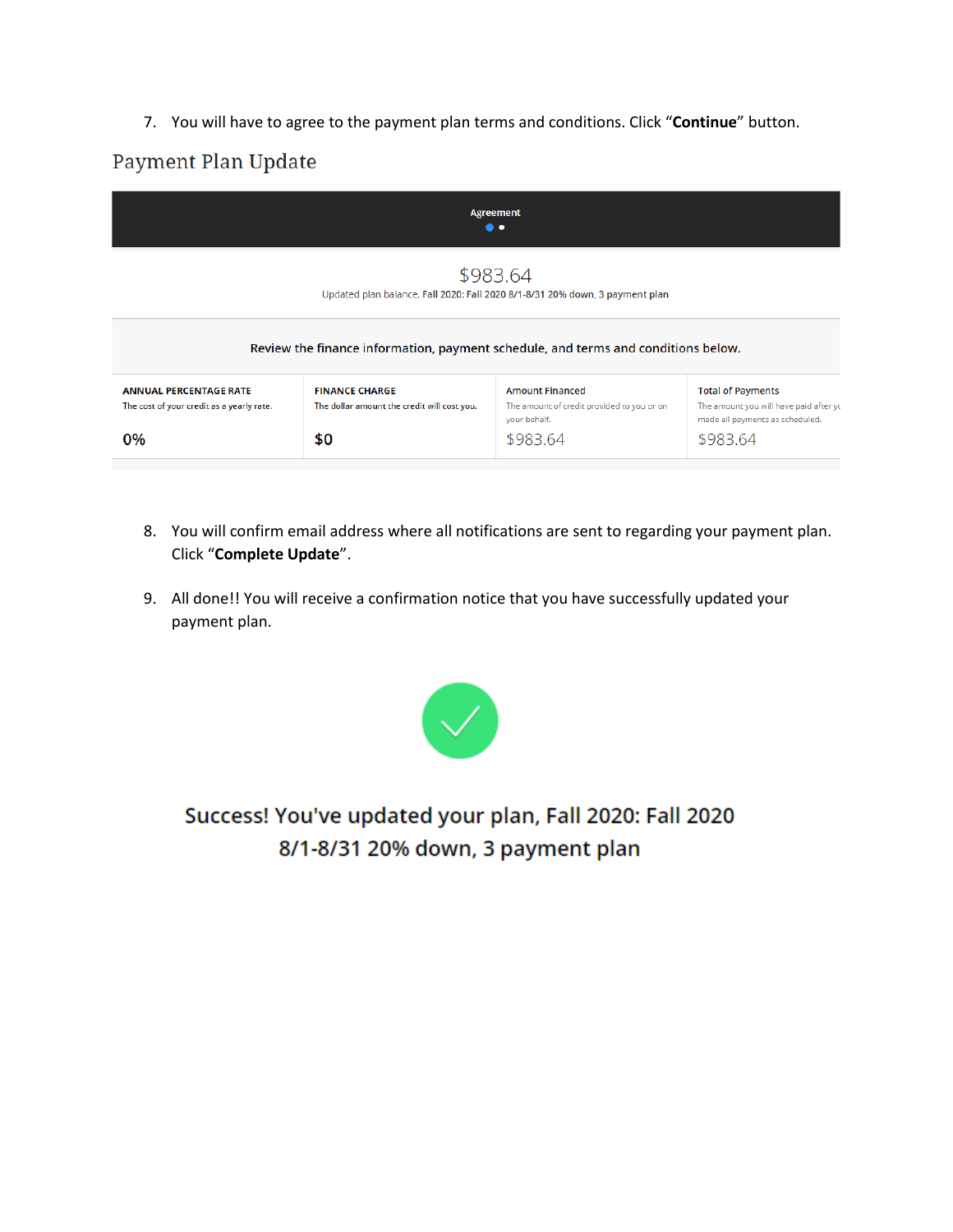7. You will have to agree to the payment plan terms and conditions. Click "**Continue**" button.

## Payment Plan Update

Agreement

$983.64

Updated plan balance. Fall 2020: Fall 2020 8/1-8/31 20% down, 3 payment plan

Review the finance information, payment schedule, and terms and conditions below.

| ANNUAL PERCENTAGE RATE<br>The cost of your credit as a yearly rate. | FINANCE CHARGE<br>The dollar amount the credit will cost you. | Amount Financed<br>The amount of credit provided to you or on your behalf. | Total of Payments<br>The amount you will have paid after yo made all payments as scheduled. |
|---|---|---|---|
| 0% | $0 | $983.64 | $983.64 |

8. You will confirm email address where all notifications are sent to regarding your payment plan. Click "**Complete Update**".

9. All done!! You will receive a confirmation notice that you have successfully updated your payment plan.

Success! You've updated your plan, Fall 2020: Fall 2020 8/1-8/31 20% down, 3 payment plan